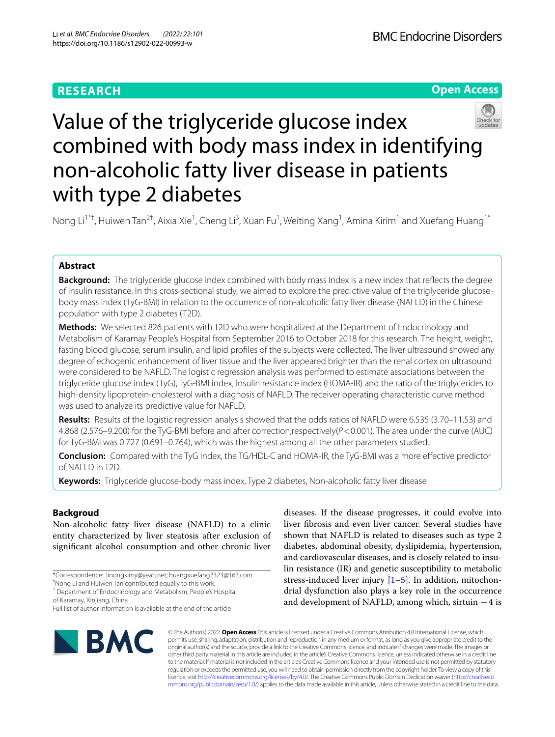RESEARCH

Open Access

# Value of the triglyceride glucose index combined with body mass index in identifying non-alcoholic fatty liver disease in patients with type 2 diabetes

Nong Li[1*†], Huiwen Tan[2†], Aixia Xie[1], Cheng Li[3], Xuan Fu[1], Weiting Xang[1], Amina Kirim[1] and Xuefang Huang[1*]

## Abstract

**Background:** The triglyceride glucose index combined with body mass index is a new index that reflects the degree of insulin resistance. In this cross-sectional study, we aimed to explore the predictive value of the triglyceride glucose-body mass index (TyG-BMI) in relation to the occurrence of non-alcoholic fatty liver disease (NAFLD) in the Chinese population with type 2 diabetes (T2D).

**Methods:** We selected 826 patients with T2D who were hospitalized at the Department of Endocrinology and Metabolism of Karamay People's Hospital from September 2016 to October 2018 for this research. The height, weight, fasting blood glucose, serum insulin, and lipid profiles of the subjects were collected. The liver ultrasound showed any degree of echogenic enhancement of liver tissue and the liver appeared brighter than the renal cortex on ultrasound were considered to be NAFLD. The logistic regression analysis was performed to estimate associations between the triglyceride glucose index (TyG), TyG-BMI index, insulin resistance index (HOMA-IR) and the ratio of the triglycerides to high-density lipoprotein-cholesterol with a diagnosis of NAFLD. The receiver operating characteristic curve method was used to analyze its predictive value for NAFLD.

**Results:** Results of the logistic regression analysis showed that the odds ratios of NAFLD were 6.535 (3.70–11.53) and 4.868 (2.576–9.200) for the TyG-BMI before and after correction,respectively($P < 0.001$). The area under the curve (AUC) for TyG-BMI was 0.727 (0.691–0.764), which was the highest among all the other parameters studied.

**Conclusion:** Compared with the TyG index, the TG/HDL-C and HOMA-IR, the TyG-BMI was a more effective predictor of NAFLD in T2D.

**Keywords:** Triglyceride glucose-body mass index, Type 2 diabetes, Non-alcoholic fatty liver disease

## Backgroud

Non-alcoholic fatty liver disease (NAFLD) to a clinic entity characterized by liver steatosis after exclusion of significant alcohol consumption and other chronic liver diseases. If the disease progresses, it could evolve into liver fibrosis and even liver cancer. Several studies have shown that NAFLD is related to diseases such as type 2 diabetes, abdominal obesity, dyslipidemia, hypertension, and cardiovascular diseases, and is closely related to insulin resistance (IR) and genetic susceptibility to metabolic stress-induced liver injury [1–5]. In addition, mitochondrial dysfunction also plays a key role in the occurrence and development of NAFLD, among which, sirtuin −4 is

*Correspondence: linongklmy@yeah.net; huangxuefang2323@163.com
†Nong Li and Huiwen Tan contributed equally to this work.
[1] Department of Endocrinology and Metabolism, People's Hospital of Karamay, Xinjiang, China
Full list of author information is available at the end of the article

© The Author(s) 2022. **Open Access** This article is licensed under a Creative Commons Attribution 4.0 International License, which permits use, sharing, adaptation, distribution and reproduction in any medium or format, as long as you give appropriate credit to the original author(s) and the source, provide a link to the Creative Commons licence, and indicate if changes were made. The images or other third party material in this article are included in the article's Creative Commons licence, unless indicated otherwise in a credit line to the material. If material is not included in the article's Creative Commons licence and your intended use is not permitted by statutory regulation or exceeds the permitted use, you will need to obtain permission directly from the copyright holder. To view a copy of this licence, visit http://creativecommons.org/licenses/by/4.0/. The Creative Commons Public Domain Dedication waiver (http://creativecommons.org/publicdomain/zero/1.0/) applies to the data made available in this article, unless otherwise stated in a credit line to the data.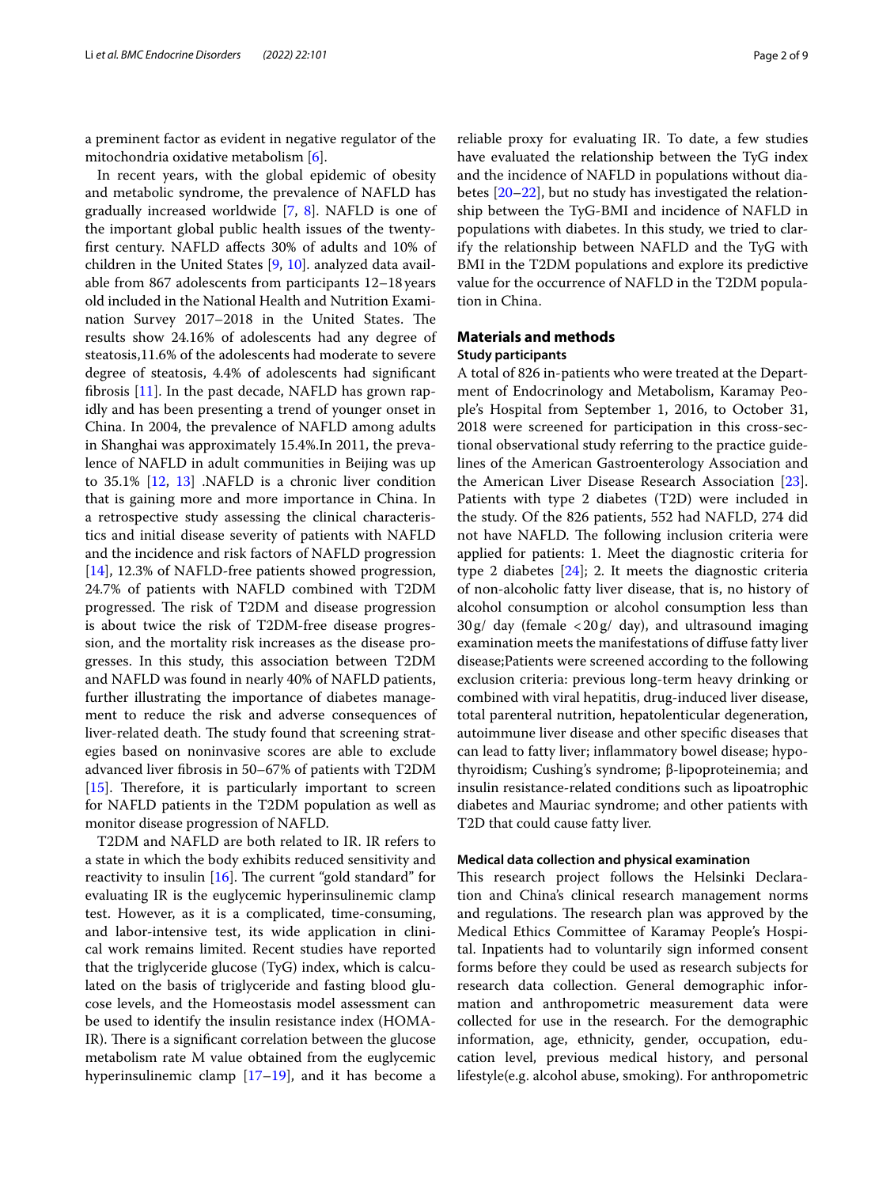a preminent factor as evident in negative regulator of the mitochondria oxidative metabolism [6].

In recent years, with the global epidemic of obesity and metabolic syndrome, the prevalence of NAFLD has gradually increased worldwide [7, 8]. NAFLD is one of the important global public health issues of the twenty-first century. NAFLD affects 30% of adults and 10% of children in the United States [9, 10]. analyzed data available from 867 adolescents from participants 12–18 years old included in the National Health and Nutrition Examination Survey 2017–2018 in the United States. The results show 24.16% of adolescents had any degree of steatosis,11.6% of the adolescents had moderate to severe degree of steatosis, 4.4% of adolescents had significant fibrosis [11]. In the past decade, NAFLD has grown rapidly and has been presenting a trend of younger onset in China. In 2004, the prevalence of NAFLD among adults in Shanghai was approximately 15.4%.In 2011, the prevalence of NAFLD in adult communities in Beijing was up to 35.1% [12, 13] .NAFLD is a chronic liver condition that is gaining more and more importance in China. In a retrospective study assessing the clinical characteristics and initial disease severity of patients with NAFLD and the incidence and risk factors of NAFLD progression [14], 12.3% of NAFLD-free patients showed progression, 24.7% of patients with NAFLD combined with T2DM progressed. The risk of T2DM and disease progression is about twice the risk of T2DM-free disease progression, and the mortality risk increases as the disease progresses. In this study, this association between T2DM and NAFLD was found in nearly 40% of NAFLD patients, further illustrating the importance of diabetes management to reduce the risk and adverse consequences of liver-related death. The study found that screening strategies based on noninvasive scores are able to exclude advanced liver fibrosis in 50–67% of patients with T2DM [15]. Therefore, it is particularly important to screen for NAFLD patients in the T2DM population as well as monitor disease progression of NAFLD.

T2DM and NAFLD are both related to IR. IR refers to a state in which the body exhibits reduced sensitivity and reactivity to insulin [16]. The current "gold standard" for evaluating IR is the euglycemic hyperinsulinemic clamp test. However, as it is a complicated, time-consuming, and labor-intensive test, its wide application in clinical work remains limited. Recent studies have reported that the triglyceride glucose (TyG) index, which is calculated on the basis of triglyceride and fasting blood glucose levels, and the Homeostasis model assessment can be used to identify the insulin resistance index (HOMA-IR). There is a significant correlation between the glucose metabolism rate M value obtained from the euglycemic hyperinsulinemic clamp [17–19], and it has become a reliable proxy for evaluating IR. To date, a few studies have evaluated the relationship between the TyG index and the incidence of NAFLD in populations without diabetes [20–22], but no study has investigated the relationship between the TyG-BMI and incidence of NAFLD in populations with diabetes. In this study, we tried to clarify the relationship between NAFLD and the TyG with BMI in the T2DM populations and explore its predictive value for the occurrence of NAFLD in the T2DM population in China.

## Materials and methods

### Study participants

A total of 826 in-patients who were treated at the Department of Endocrinology and Metabolism, Karamay People's Hospital from September 1, 2016, to October 31, 2018 were screened for participation in this cross-sectional observational study referring to the practice guidelines of the American Gastroenterology Association and the American Liver Disease Research Association [23]. Patients with type 2 diabetes (T2D) were included in the study. Of the 826 patients, 552 had NAFLD, 274 did not have NAFLD. The following inclusion criteria were applied for patients: 1. Meet the diagnostic criteria for type 2 diabetes [24]; 2. It meets the diagnostic criteria of non-alcoholic fatty liver disease, that is, no history of alcohol consumption or alcohol consumption less than 30 g/ day (female < 20 g/ day), and ultrasound imaging examination meets the manifestations of diffuse fatty liver disease;Patients were screened according to the following exclusion criteria: previous long-term heavy drinking or combined with viral hepatitis, drug-induced liver disease, total parenteral nutrition, hepatolenticular degeneration, autoimmune liver disease and other specific diseases that can lead to fatty liver; inflammatory bowel disease; hypothyroidism; Cushing's syndrome; β-lipoproteinemia; and insulin resistance-related conditions such as lipoatrophic diabetes and Mauriac syndrome; and other patients with T2D that could cause fatty liver.

### Medical data collection and physical examination

This research project follows the Helsinki Declaration and China's clinical research management norms and regulations. The research plan was approved by the Medical Ethics Committee of Karamay People's Hospital. Inpatients had to voluntarily sign informed consent forms before they could be used as research subjects for research data collection. General demographic information and anthropometric measurement data were collected for use in the research. For the demographic information, age, ethnicity, gender, occupation, education level, previous medical history, and personal lifestyle(e.g. alcohol abuse, smoking). For anthropometric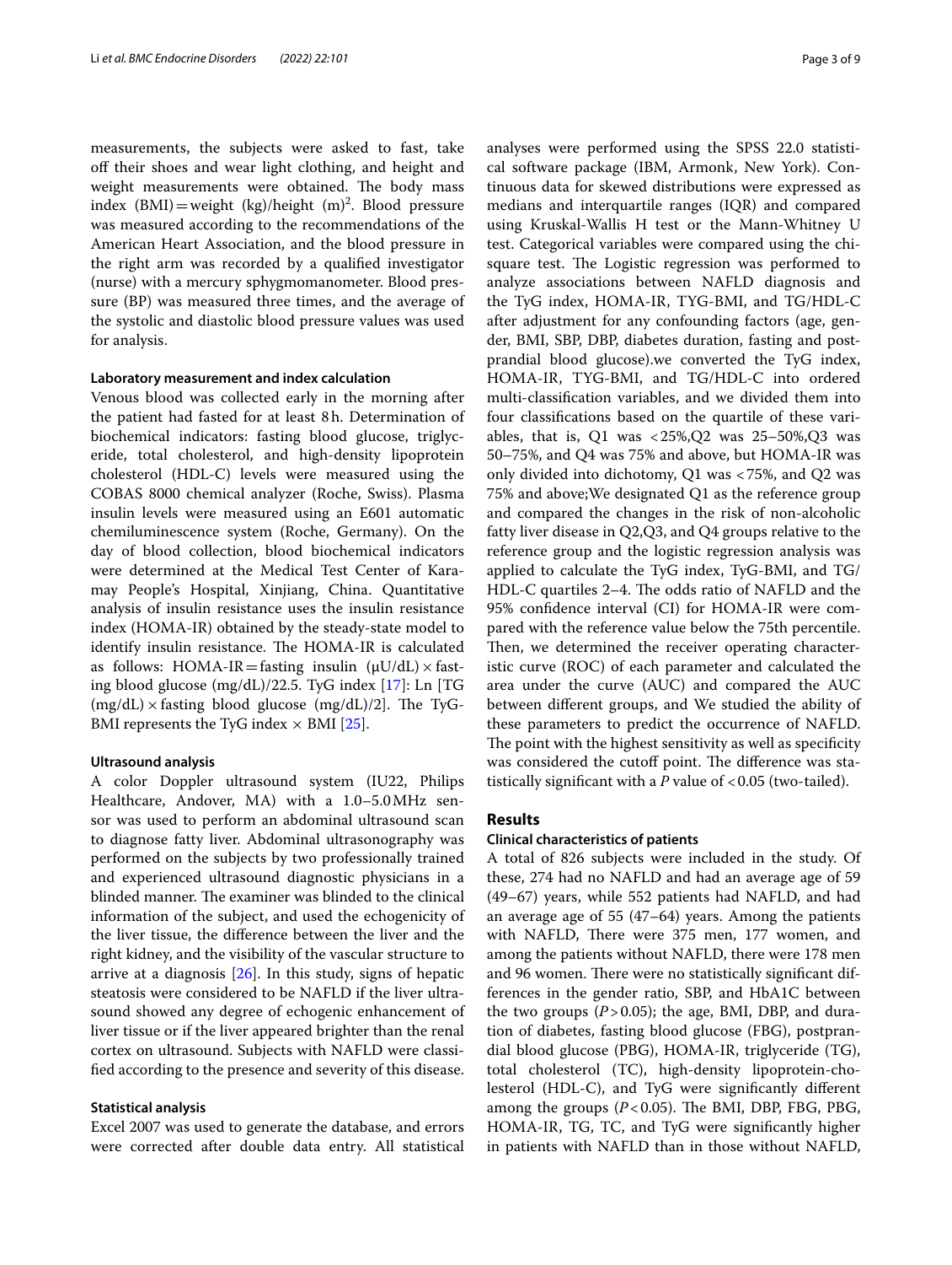measurements, the subjects were asked to fast, take off their shoes and wear light clothing, and height and weight measurements were obtained. The body mass index (BMI) = weight (kg)/height (m)$^2$. Blood pressure was measured according to the recommendations of the American Heart Association, and the blood pressure in the right arm was recorded by a qualified investigator (nurse) with a mercury sphygmomanometer. Blood pressure (BP) was measured three times, and the average of the systolic and diastolic blood pressure values was used for analysis.

### Laboratory measurement and index calculation

Venous blood was collected early in the morning after the patient had fasted for at least 8 h. Determination of biochemical indicators: fasting blood glucose, triglyceride, total cholesterol, and high-density lipoprotein cholesterol (HDL-C) levels were measured using the COBAS 8000 chemical analyzer (Roche, Swiss). Plasma insulin levels were measured using an E601 automatic chemiluminescence system (Roche, Germany). On the day of blood collection, blood biochemical indicators were determined at the Medical Test Center of Karamay People's Hospital, Xinjiang, China. Quantitative analysis of insulin resistance uses the insulin resistance index (HOMA-IR) obtained by the steady-state model to identify insulin resistance. The HOMA-IR is calculated as follows: HOMA-IR = fasting insulin (μU/dL) × fasting blood glucose (mg/dL)/22.5. TyG index [17]: Ln [TG (mg/dL) × fasting blood glucose (mg/dL)/2]. The TyG-BMI represents the TyG index × BMI [25].

### Ultrasound analysis

A color Doppler ultrasound system (IU22, Philips Healthcare, Andover, MA) with a 1.0–5.0 MHz sensor was used to perform an abdominal ultrasound scan to diagnose fatty liver. Abdominal ultrasonography was performed on the subjects by two professionally trained and experienced ultrasound diagnostic physicians in a blinded manner. The examiner was blinded to the clinical information of the subject, and used the echogenicity of the liver tissue, the difference between the liver and the right kidney, and the visibility of the vascular structure to arrive at a diagnosis [26]. In this study, signs of hepatic steatosis were considered to be NAFLD if the liver ultrasound showed any degree of echogenic enhancement of liver tissue or if the liver appeared brighter than the renal cortex on ultrasound. Subjects with NAFLD were classified according to the presence and severity of this disease.

### Statistical analysis

Excel 2007 was used to generate the database, and errors were corrected after double data entry. All statistical analyses were performed using the SPSS 22.0 statistical software package (IBM, Armonk, New York). Continuous data for skewed distributions were expressed as medians and interquartile ranges (IQR) and compared using Kruskal-Wallis H test or the Mann-Whitney U test. Categorical variables were compared using the chi-square test. The Logistic regression was performed to analyze associations between NAFLD diagnosis and the TyG index, HOMA-IR, TYG-BMI, and TG/HDL-C after adjustment for any confounding factors (age, gender, BMI, SBP, DBP, diabetes duration, fasting and postprandial blood glucose).we converted the TyG index, HOMA-IR, TYG-BMI, and TG/HDL-C into ordered multi-classification variables, and we divided them into four classifications based on the quartile of these variables, that is, Q1 was <25%,Q2 was 25–50%,Q3 was 50–75%, and Q4 was 75% and above, but HOMA-IR was only divided into dichotomy, Q1 was <75%, and Q2 was 75% and above;We designated Q1 as the reference group and compared the changes in the risk of non-alcoholic fatty liver disease in Q2,Q3, and Q4 groups relative to the reference group and the logistic regression analysis was applied to calculate the TyG index, TyG-BMI, and TG/HDL-C quartiles 2–4. The odds ratio of NAFLD and the 95% confidence interval (CI) for HOMA-IR were compared with the reference value below the 75th percentile. Then, we determined the receiver operating characteristic curve (ROC) of each parameter and calculated the area under the curve (AUC) and compared the AUC between different groups, and We studied the ability of these parameters to predict the occurrence of NAFLD. The point with the highest sensitivity as well as specificity was considered the cutoff point. The difference was statistically significant with a *P* value of <0.05 (two-tailed).

## Results

### Clinical characteristics of patients

A total of 826 subjects were included in the study. Of these, 274 had no NAFLD and had an average age of 59 (49–67) years, while 552 patients had NAFLD, and had an average age of 55 (47–64) years. Among the patients with NAFLD, There were 375 men, 177 women, and among the patients without NAFLD, there were 178 men and 96 women. There were no statistically significant differences in the gender ratio, SBP, and HbA1C between the two groups ($P > 0.05$); the age, BMI, DBP, and duration of diabetes, fasting blood glucose (FBG), postprandial blood glucose (PBG), HOMA-IR, triglyceride (TG), total cholesterol (TC), high-density lipoprotein-cholesterol (HDL-C), and TyG were significantly different among the groups ($P < 0.05$). The BMI, DBP, FBG, PBG, HOMA-IR, TG, TC, and TyG were significantly higher in patients with NAFLD than in those without NAFLD,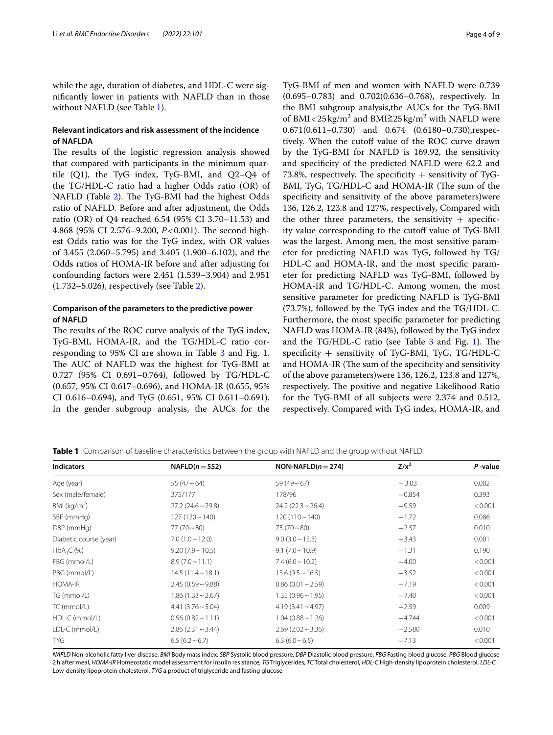while the age, duration of diabetes, and HDL-C were significantly lower in patients with NAFLD than in those without NAFLD (see Table 1).

### Relevant indicators and risk assessment of the incidence of NAFLDA

The results of the logistic regression analysis showed that compared with participants in the minimum quartile (Q1), the TyG index, TyG-BMI, and Q2–Q4 of the TG/HDL-C ratio had a higher Odds ratio (OR) of NAFLD (Table 2). The TyG-BMI had the highest Odds ratio of NAFLD. Before and after adjustment, the Odds ratio (OR) of Q4 reached 6.54 (95% CI 3.70–11.53) and 4.868 (95% CI 2.576–9.200, $P<0.001$). The second highest Odds ratio was for the TyG index, with OR values of 3.455 (2.060–5.795) and 3.405 (1.900–6.102), and the Odds ratios of HOMA-IR before and after adjusting for confounding factors were 2.451 (1.539–3.904) and 2.951 (1.732–5.026), respectively (see Table 2).

### Comparison of the parameters to the predictive power of NAFLD

The results of the ROC curve analysis of the TyG index, TyG-BMI, HOMA-IR, and the TG/HDL-C ratio corresponding to 95% CI are shown in Table 3 and Fig. 1. The AUC of NAFLD was the highest for TyG-BMI at 0.727 (95% CI 0.691–0.764), followed by TG/HDL-C (0.657, 95% CI 0.617–0.696), and HOMA-IR (0.655, 95% CI 0.616–0.694), and TyG (0.651, 95% CI 0.611–0.691). In the gender subgroup analysis, the AUCs for the TyG-BMI of men and women with NAFLD were 0.739 (0.695–0.783) and 0.702(0.636–0.768), respectively. In the BMI subgroup analysis,the AUCs for the TyG-BMI of BMI < 25 kg/m$^2$ and BMI≧25 kg/m$^2$ with NAFLD were 0.671(0.611–0.730) and 0.674 (0.6180–0.730),respectively. When the cutoff value of the ROC curve drawn by the TyG-BMI for NAFLD is 169.92, the sensitivity and specificity of the predicted NAFLD were 62.2 and 73.8%, respectively. The specificity + sensitivity of TyG-BMI, TyG, TG/HDL-C and HOMA-IR (The sum of the specificity and sensitivity of the above parameters)were 136, 126.2, 123.8 and 127%, respectively, Compared with the other three parameters, the sensitivity + specificity value corresponding to the cutoff value of TyG-BMI was the largest. Among men, the most sensitive parameter for predicting NAFLD was TyG, followed by TG/HDL-C and HOMA-IR, and the most specific parameter for predicting NAFLD was TyG-BMI, followed by HOMA-IR and TG/HDL-C. Among women, the most sensitive parameter for predicting NAFLD is TyG-BMI (73.7%), followed by the TyG index and the TG/HDL-C. Furthermore, the most specific parameter for predicting NAFLD was HOMA-IR (84%), followed by the TyG index and the TG/HDL-C ratio (see Table 3 and Fig. 1). The specificity + sensitivity of TyG-BMI, TyG, TG/HDL-C and HOMA-IR (The sum of the specificity and sensitivity of the above parameters)were 136, 126.2, 123.8 and 127%, respectively. The positive and negative Likelihood Ratio for the TyG-BMI of all subjects were 2.374 and 0.512, respectively. Compared with TyG index, HOMA-IR, and

**Table 1** Comparison of baseline characteristics between the group with NAFLD and the group without NAFLD

| Indicators | NAFLD(n = 552) | NON-NAFLD(n = 274) | Z/x$^2$ | P -value |
|---|---|---|---|---|
| Age (year) | 55 (47 ~ 64) | 59 (49 ~ 67) | −3.03 | 0.002 |
| Sex (male/female) | 375/177 | 178/96 | −0.854 | 0.393 |
| BMI (kg/m$^2$) | 27.2 (24.6 ~ 29.8) | 24.2 (22.3 ~ 26.4) | −9.59 | < 0.001 |
| SBP (mmHg) | 127 (120 ~ 140) | 120 (110 ~ 140) | −1.72 | 0.086 |
| DBP (mmHg) | 77 (70 ~ 80) | 75 (70 ~ 80) | −2.57 | 0.010 |
| Diabetic course (year) | 7.0 (1.0 ~ 12.0) | 9.0 (3.0 ~ 15.3) | −3.43 | 0.001 |
| HbA$_1$C (%) | 9.20 (7.9 ~ 10.5) | 9.1 (7.0 ~ 10.9) | −1.31 | 0.190 |
| FBG (mmol/L) | 8.9 (7.0 ~ 11.1) | 7.4 (6.0 ~ 10.2) | −4.00 | < 0.001 |
| PBG (mmol/L) | 14.5 (11.4 ~ 18.1) | 13.6 (9.5 ~ 16.5) | −3.52 | < 0.001 |
| HOMA-IR | 2.45 (0.59 ~ 9.88) | 0.86 (0.01 ~ 2.59) | −7.19 | < 0.001 |
| TG (mmol/L) | 1.86 (1.33 ~ 2.67) | 1.35 (0.96 ~ 1.95) | −7.40 | < 0.001 |
| TC (mmol/L) | 4.41 (3.76 ~ 5.04) | 4.19 (3.41 ~ 4.97) | −2.59 | 0.009 |
| HDL-C (mmol/L) | 0.96 (0.82 ~ 1.11) | 1.04 (0.88 ~ 1.26) | −4.744 | < 0.001 |
| LDL-C (mmol/L) | 2.86 (2.31 ~ 3.44) | 2.69 (2.02 ~ 3.36) | −2.580 | 0.010 |
| TYG | 6.5 (6.2 ~ 6.7) | 6.3 (6.0 ~ 6.5) | −7.13 | < 0.001 |

*NAFLD* Non-alcoholic fatty liver disease, *BMI* Body mass index, *SBP* Systolic blood pressure, *DBP* Diastolic blood pressure, *FBG* Fasting blood glucose, *PBG* Blood glucose 2 h after meal, *HOMA-IR* Homeostatic model assessment for insulin resistance, *TG* Triglycerides, *TC* Total cholesterol, *HDL-C* High-density lipoprotein cholesterol, *LDL-C* Low-density lipoprotein cholesterol, *TYG* a product of triglyceride and fasting glucose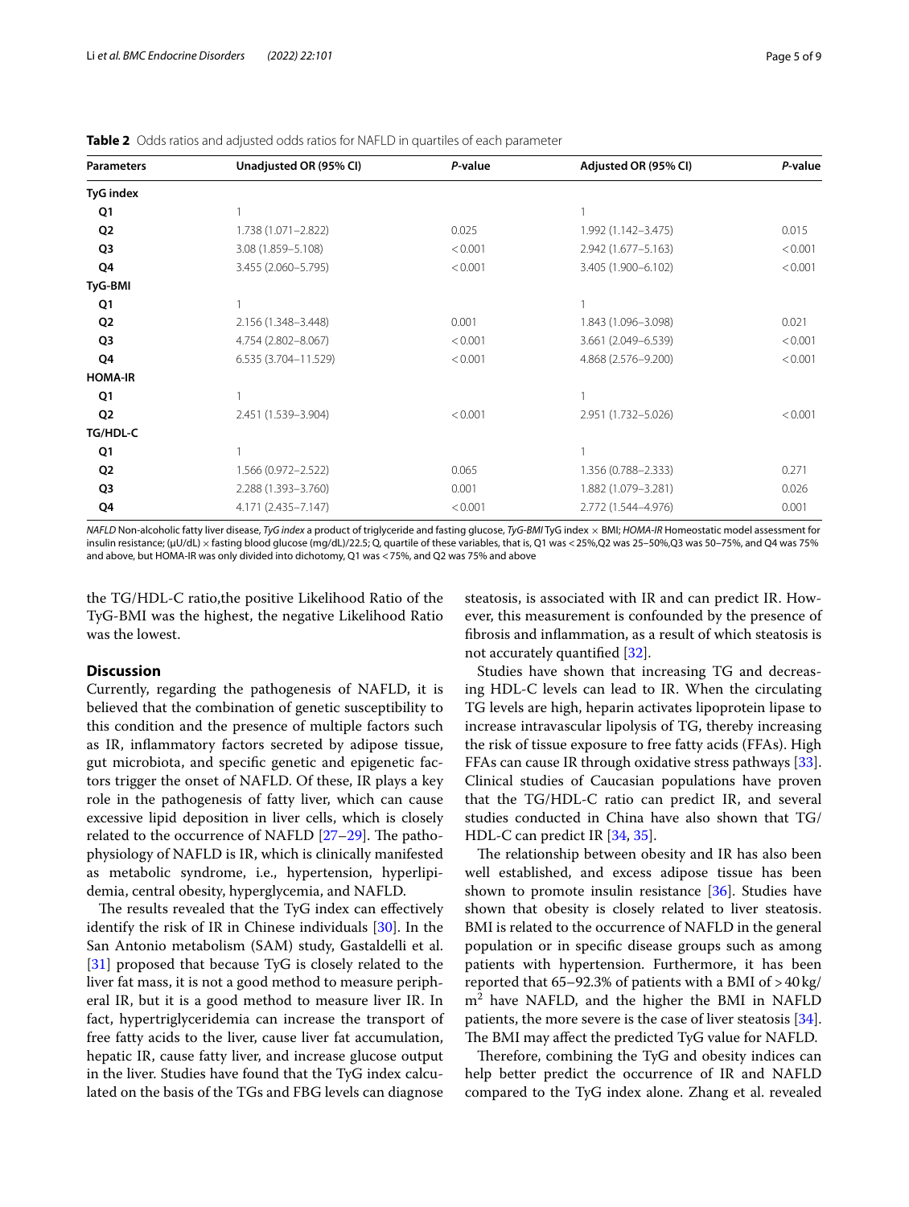**Table 2** Odds ratios and adjusted odds ratios for NAFLD in quartiles of each parameter

| Parameters | Unadjusted OR (95% CI) | *P*-value | Adjusted OR (95% CI) | *P*-value |
|---|---|---|---|---|
| **TyG index** | | | | |
| **Q1** | 1 | | 1 | |
| **Q2** | 1.738 (1.071–2.822) | 0.025 | 1.992 (1.142–3.475) | 0.015 |
| **Q3** | 3.08 (1.859–5.108) | < 0.001 | 2.942 (1.677–5.163) | < 0.001 |
| **Q4** | 3.455 (2.060–5.795) | < 0.001 | 3.405 (1.900–6.102) | < 0.001 |
| **TyG-BMI** | | | | |
| **Q1** | 1 | | 1 | |
| **Q2** | 2.156 (1.348–3.448) | 0.001 | 1.843 (1.096–3.098) | 0.021 |
| **Q3** | 4.754 (2.802–8.067) | < 0.001 | 3.661 (2.049–6.539) | < 0.001 |
| **Q4** | 6.535 (3.704–11.529) | < 0.001 | 4.868 (2.576–9.200) | < 0.001 |
| **HOMA-IR** | | | | |
| **Q1** | 1 | | 1 | |
| **Q2** | 2.451 (1.539–3.904) | < 0.001 | 2.951 (1.732–5.026) | < 0.001 |
| **TG/HDL-C** | | | | |
| **Q1** | 1 | | 1 | |
| **Q2** | 1.566 (0.972–2.522) | 0.065 | 1.356 (0.788–2.333) | 0.271 |
| **Q3** | 2.288 (1.393–3.760) | 0.001 | 1.882 (1.079–3.281) | 0.026 |
| **Q4** | 4.171 (2.435–7.147) | < 0.001 | 2.772 (1.544–4.976) | 0.001 |

*NAFLD* Non-alcoholic fatty liver disease, *TyG index* a product of triglyceride and fasting glucose, *TyG-BMI* TyG index × BMI; *HOMA-IR* Homeostatic model assessment for insulin resistance; (μU/dL) × fasting blood glucose (mg/dL)/22.5; Q, quartile of these variables, that is, Q1 was < 25%,Q2 was 25–50%,Q3 was 50–75%, and Q4 was 75% and above, but HOMA-IR was only divided into dichotomy, Q1 was < 75%, and Q2 was 75% and above

the TG/HDL-C ratio,the positive Likelihood Ratio of the TyG-BMI was the highest, the negative Likelihood Ratio was the lowest.

## Discussion

Currently, regarding the pathogenesis of NAFLD, it is believed that the combination of genetic susceptibility to this condition and the presence of multiple factors such as IR, inflammatory factors secreted by adipose tissue, gut microbiota, and specific genetic and epigenetic factors trigger the onset of NAFLD. Of these, IR plays a key role in the pathogenesis of fatty liver, which can cause excessive lipid deposition in liver cells, which is closely related to the occurrence of NAFLD [27–29]. The pathophysiology of NAFLD is IR, which is clinically manifested as metabolic syndrome, i.e., hypertension, hyperlipidemia, central obesity, hyperglycemia, and NAFLD.

The results revealed that the TyG index can effectively identify the risk of IR in Chinese individuals [30]. In the San Antonio metabolism (SAM) study, Gastaldelli et al. [31] proposed that because TyG is closely related to the liver fat mass, it is not a good method to measure peripheral IR, but it is a good method to measure liver IR. In fact, hypertriglyceridemia can increase the transport of free fatty acids to the liver, cause liver fat accumulation, hepatic IR, cause fatty liver, and increase glucose output in the liver. Studies have found that the TyG index calculated on the basis of the TGs and FBG levels can diagnose steatosis, is associated with IR and can predict IR. However, this measurement is confounded by the presence of fibrosis and inflammation, as a result of which steatosis is not accurately quantified [32].

Studies have shown that increasing TG and decreasing HDL-C levels can lead to IR. When the circulating TG levels are high, heparin activates lipoprotein lipase to increase intravascular lipolysis of TG, thereby increasing the risk of tissue exposure to free fatty acids (FFAs). High FFAs can cause IR through oxidative stress pathways [33]. Clinical studies of Caucasian populations have proven that the TG/HDL-C ratio can predict IR, and several studies conducted in China have also shown that TG/HDL-C can predict IR [34, 35].

The relationship between obesity and IR has also been well established, and excess adipose tissue has been shown to promote insulin resistance [36]. Studies have shown that obesity is closely related to liver steatosis. BMI is related to the occurrence of NAFLD in the general population or in specific disease groups such as among patients with hypertension. Furthermore, it has been reported that 65–92.3% of patients with a BMI of > 40 kg/m$^2$ have NAFLD, and the higher the BMI in NAFLD patients, the more severe is the case of liver steatosis [34]. The BMI may affect the predicted TyG value for NAFLD.

Therefore, combining the TyG and obesity indices can help better predict the occurrence of IR and NAFLD compared to the TyG index alone. Zhang et al. revealed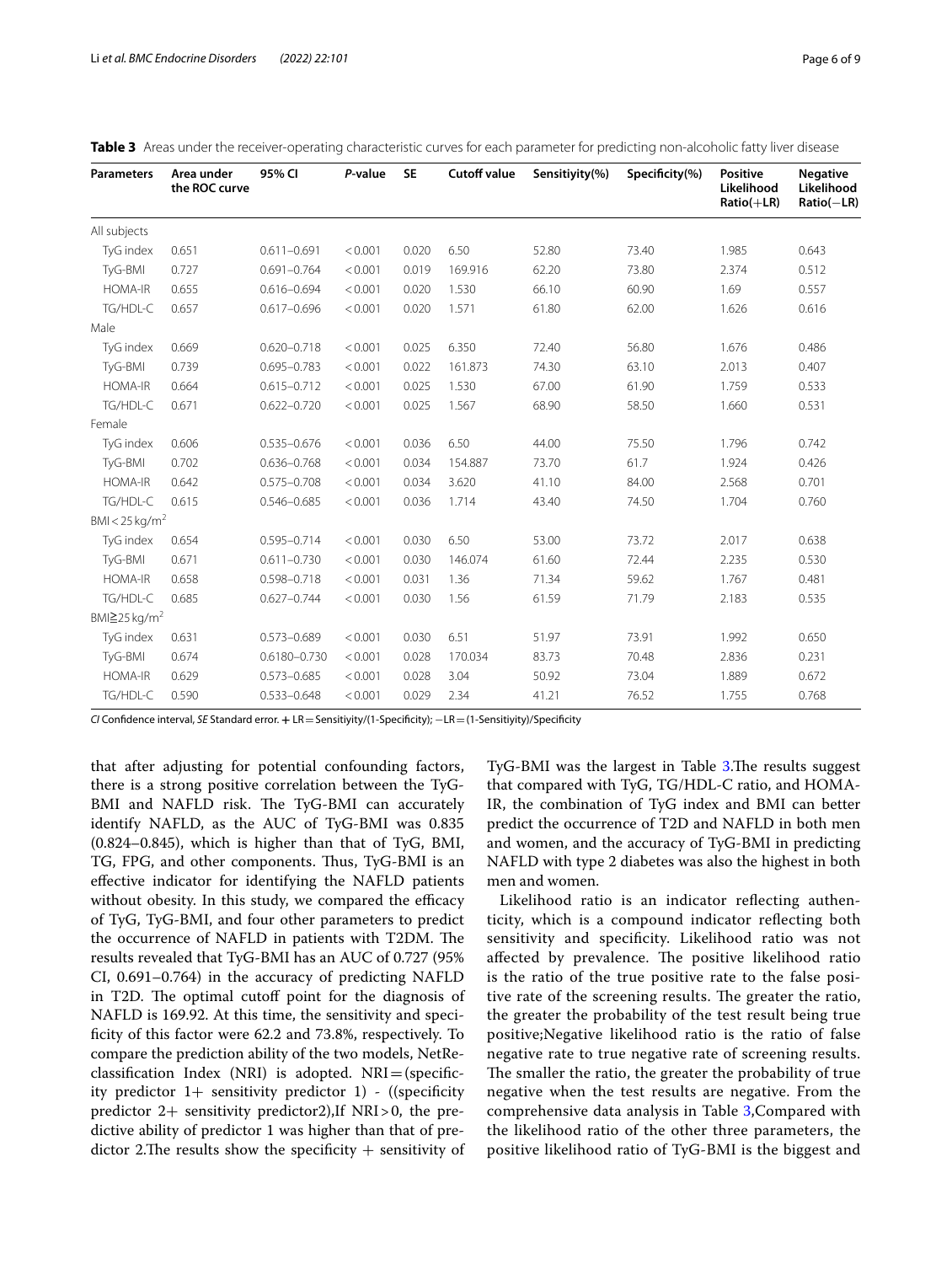**Table 3** Areas under the receiver-operating characteristic curves for each parameter for predicting non-alcoholic fatty liver disease

| Parameters | Area under the ROC curve | 95% CI | *P*-value | SE | Cutoff value | Sensitiyity(%) | Specificity(%) | Positive Likelihood Ratio(+LR) | Negative Likelihood Ratio(−LR) |
|---|---|---|---|---|---|---|---|---|---|
| All subjects | | | | | | | | | |
| TyG index | 0.651 | 0.611–0.691 | < 0.001 | 0.020 | 6.50 | 52.80 | 73.40 | 1.985 | 0.643 |
| TyG-BMI | 0.727 | 0.691–0.764 | < 0.001 | 0.019 | 169.916 | 62.20 | 73.80 | 2.374 | 0.512 |
| HOMA-IR | 0.655 | 0.616–0.694 | < 0.001 | 0.020 | 1.530 | 66.10 | 60.90 | 1.69 | 0.557 |
| TG/HDL-C | 0.657 | 0.617–0.696 | < 0.001 | 0.020 | 1.571 | 61.80 | 62.00 | 1.626 | 0.616 |
| Male | | | | | | | | | |
| TyG index | 0.669 | 0.620–0.718 | < 0.001 | 0.025 | 6.350 | 72.40 | 56.80 | 1.676 | 0.486 |
| TyG-BMI | 0.739 | 0.695–0.783 | < 0.001 | 0.022 | 161.873 | 74.30 | 63.10 | 2.013 | 0.407 |
| HOMA-IR | 0.664 | 0.615–0.712 | < 0.001 | 0.025 | 1.530 | 67.00 | 61.90 | 1.759 | 0.533 |
| TG/HDL-C | 0.671 | 0.622–0.720 | < 0.001 | 0.025 | 1.567 | 68.90 | 58.50 | 1.660 | 0.531 |
| Female | | | | | | | | | |
| TyG index | 0.606 | 0.535–0.676 | < 0.001 | 0.036 | 6.50 | 44.00 | 75.50 | 1.796 | 0.742 |
| TyG-BMI | 0.702 | 0.636–0.768 | < 0.001 | 0.034 | 154.887 | 73.70 | 61.7 | 1.924 | 0.426 |
| HOMA-IR | 0.642 | 0.575–0.708 | < 0.001 | 0.034 | 3.620 | 41.10 | 84.00 | 2.568 | 0.701 |
| TG/HDL-C | 0.615 | 0.546–0.685 | < 0.001 | 0.036 | 1.714 | 43.40 | 74.50 | 1.704 | 0.760 |
| BMI < 25 kg/m$^2$ | | | | | | | | | |
| TyG index | 0.654 | 0.595–0.714 | < 0.001 | 0.030 | 6.50 | 53.00 | 73.72 | 2.017 | 0.638 |
| TyG-BMI | 0.671 | 0.611–0.730 | < 0.001 | 0.030 | 146.074 | 61.60 | 72.44 | 2.235 | 0.530 |
| HOMA-IR | 0.658 | 0.598–0.718 | < 0.001 | 0.031 | 1.36 | 71.34 | 59.62 | 1.767 | 0.481 |
| TG/HDL-C | 0.685 | 0.627–0.744 | < 0.001 | 0.030 | 1.56 | 61.59 | 71.79 | 2.183 | 0.535 |
| BMI≧25 kg/m$^2$ | | | | | | | | | |
| TyG index | 0.631 | 0.573–0.689 | < 0.001 | 0.030 | 6.51 | 51.97 | 73.91 | 1.992 | 0.650 |
| TyG-BMI | 0.674 | 0.6180–0.730 | < 0.001 | 0.028 | 170.034 | 83.73 | 70.48 | 2.836 | 0.231 |
| HOMA-IR | 0.629 | 0.573–0.685 | < 0.001 | 0.028 | 3.04 | 50.92 | 73.04 | 1.889 | 0.672 |
| TG/HDL-C | 0.590 | 0.533–0.648 | < 0.001 | 0.029 | 2.34 | 41.21 | 76.52 | 1.755 | 0.768 |

*CI* Confidence interval, *SE* Standard error. + LR = Sensitiyity/(1-Specificity); −LR = (1-Sensitiyity)/Specificity

that after adjusting for potential confounding factors, there is a strong positive correlation between the TyG-BMI and NAFLD risk. The TyG-BMI can accurately identify NAFLD, as the AUC of TyG-BMI was 0.835 (0.824–0.845), which is higher than that of TyG, BMI, TG, FPG, and other components. Thus, TyG-BMI is an effective indicator for identifying the NAFLD patients without obesity. In this study, we compared the efficacy of TyG, TyG-BMI, and four other parameters to predict the occurrence of NAFLD in patients with T2DM. The results revealed that TyG-BMI has an AUC of 0.727 (95% CI, 0.691–0.764) in the accuracy of predicting NAFLD in T2D. The optimal cutoff point for the diagnosis of NAFLD is 169.92. At this time, the sensitivity and specificity of this factor were 62.2 and 73.8%, respectively. To compare the prediction ability of the two models, NetReclassification Index (NRI) is adopted. NRI = (specificity predictor 1+ sensitivity predictor 1) - ((specificity predictor 2+ sensitivity predictor2),If NRI > 0, the predictive ability of predictor 1 was higher than that of predictor 2.The results show the specificity + sensitivity of TyG-BMI was the largest in Table 3.The results suggest that compared with TyG, TG/HDL-C ratio, and HOMA-IR, the combination of TyG index and BMI can better predict the occurrence of T2D and NAFLD in both men and women, and the accuracy of TyG-BMI in predicting NAFLD with type 2 diabetes was also the highest in both men and women.

Likelihood is an indicator reflecting authenticity, which is a compound indicator reflecting both sensitivity and specificity. Likelihood ratio was not affected by prevalence. The positive likelihood ratio is the ratio of the true positive rate to the false positive rate of the screening results. The greater the ratio, the greater the probability of the test result being true positive;Negative likelihood ratio is the ratio of false negative rate to true negative rate of screening results. The smaller the ratio, the greater the probability of true negative when the test results are negative. From the comprehensive data analysis in Table 3,Compared with the likelihood ratio of the other three parameters, the positive likelihood ratio of TyG-BMI is the biggest and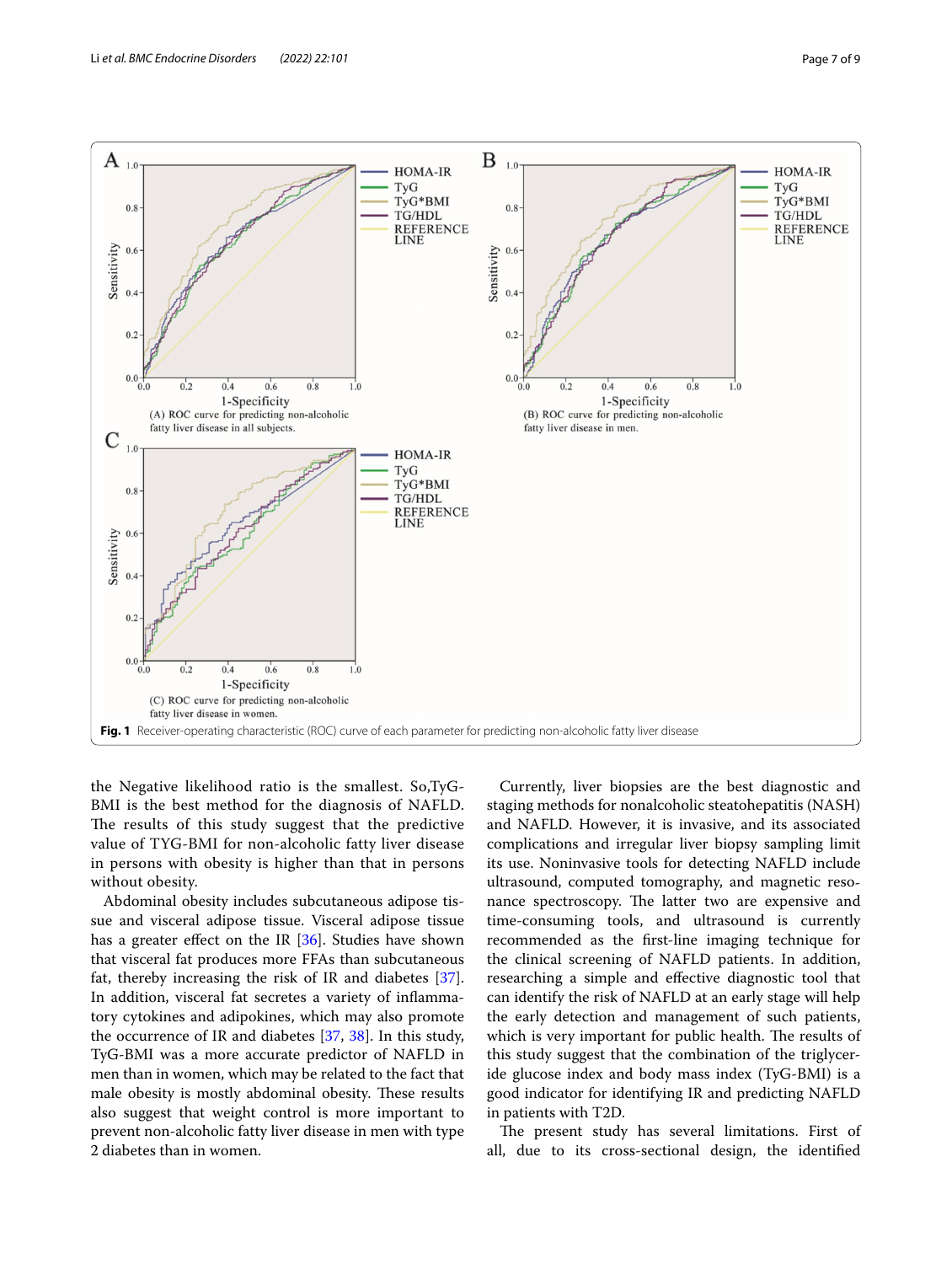Fig. 1 Receiver-operating characteristic (ROC) curve of each parameter for predicting non-alcoholic fatty liver disease

the Negative likelihood ratio is the smallest. So,TyG-BMI is the best method for the diagnosis of NAFLD. The results of this study suggest that the predictive value of TYG-BMI for non-alcoholic fatty liver disease in persons with obesity is higher than that in persons without obesity.

Abdominal obesity includes subcutaneous adipose tissue and visceral adipose tissue. Visceral adipose tissue has a greater effect on the IR [36]. Studies have shown that visceral fat produces more FFAs than subcutaneous fat, thereby increasing the risk of IR and diabetes [37]. In addition, visceral fat secretes a variety of inflammatory cytokines and adipokines, which may also promote the occurrence of IR and diabetes [37, 38]. In this study, TyG-BMI was a more accurate predictor of NAFLD in men than in women, which may be related to the fact that male obesity is mostly abdominal obesity. These results also suggest that weight control is more important to prevent non-alcoholic fatty liver disease in men with type 2 diabetes than in women.

Currently, liver biopsies are the best diagnostic and staging methods for nonalcoholic steatohepatitis (NASH) and NAFLD. However, it is invasive, and its associated complications and irregular liver biopsy sampling limit its use. Noninvasive tools for detecting NAFLD include ultrasound, computed tomography, and magnetic resonance spectroscopy. The latter two are expensive and time-consuming tools, and ultrasound is currently recommended as the first-line imaging technique for the clinical screening of NAFLD patients. In addition, researching a simple and effective diagnostic tool that can identify the risk of NAFLD at an early stage will help the early detection and management of such patients, which is very important for public health. The results of this study suggest that the combination of the triglyceride glucose index and body mass index (TyG-BMI) is a good indicator for identifying IR and predicting NAFLD in patients with T2D.

The present study has several limitations. First of all, due to its cross-sectional design, the identified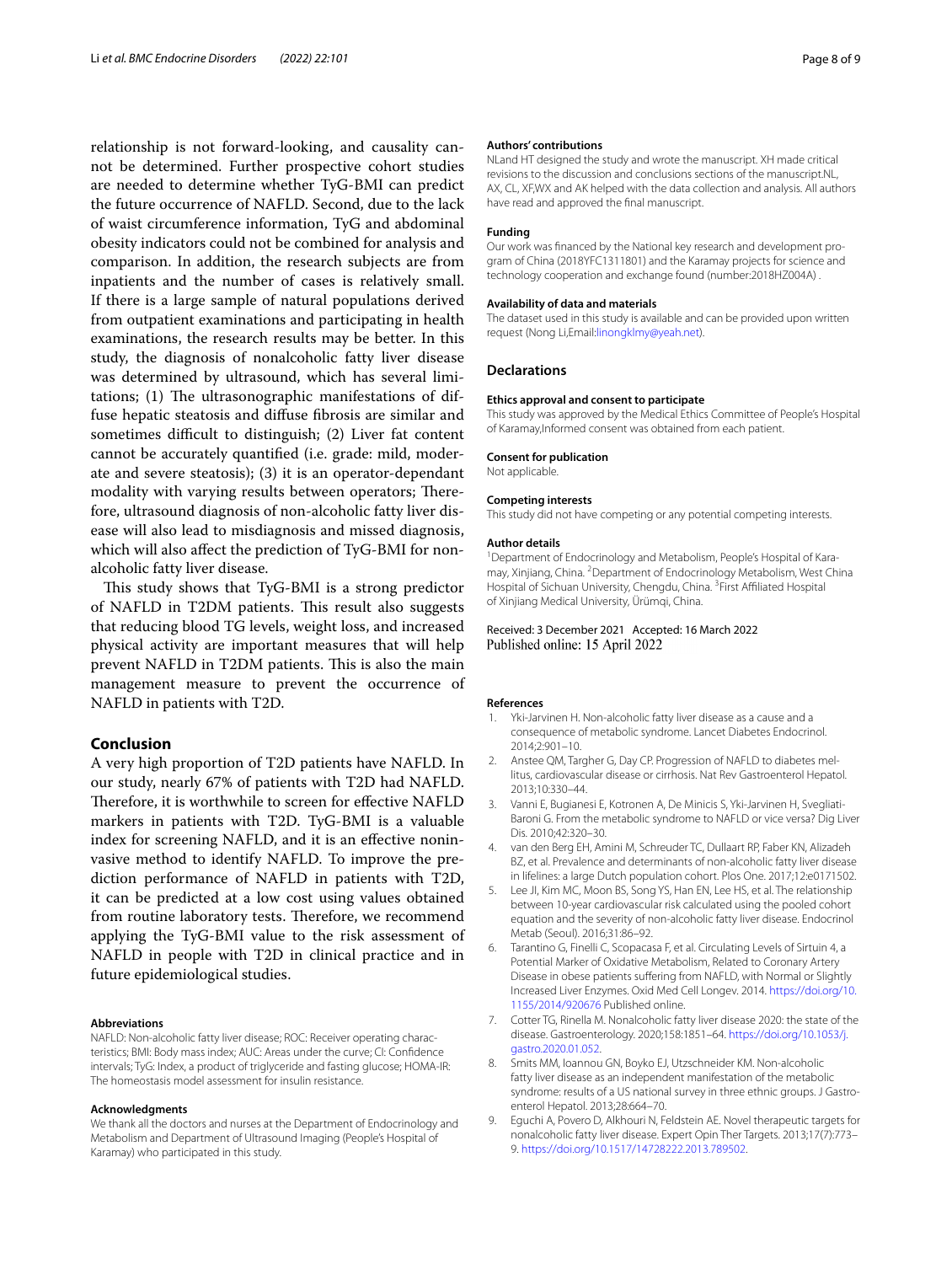relationship is not forward-looking, and causality cannot be determined. Further prospective cohort studies are needed to determine whether TyG-BMI can predict the future occurrence of NAFLD. Second, due to the lack of waist circumference information, TyG and abdominal obesity indicators could not be combined for analysis and comparison. In addition, the research subjects are from inpatients and the number of cases is relatively small. If there is a large sample of natural populations derived from outpatient examinations and participating in health examinations, the research results may be better. In this study, the diagnosis of nonalcoholic fatty liver disease was determined by ultrasound, which has several limitations; (1) The ultrasonographic manifestations of diffuse hepatic steatosis and diffuse fibrosis are similar and sometimes difficult to distinguish; (2) Liver fat content cannot be accurately quantified (i.e. grade: mild, moderate and severe steatosis); (3) it is an operator-dependant modality with varying results between operators; Therefore, ultrasound diagnosis of non-alcoholic fatty liver disease will also lead to misdiagnosis and missed diagnosis, which will also affect the prediction of TyG-BMI for non-alcoholic fatty liver disease.

This study shows that TyG-BMI is a strong predictor of NAFLD in T2DM patients. This result also suggests that reducing blood TG levels, weight loss, and increased physical activity are important measures that will help prevent NAFLD in T2DM patients. This is also the main management measure to prevent the occurrence of NAFLD in patients with T2D.

## Conclusion

A very high proportion of T2D patients have NAFLD. In our study, nearly 67% of patients with T2D had NAFLD. Therefore, it is worthwhile to screen for effective NAFLD markers in patients with T2D. TyG-BMI is a valuable index for screening NAFLD, and it is an effective noninvasive method to identify NAFLD. To improve the prediction performance of NAFLD in patients with T2D, it can be predicted at a low cost using values obtained from routine laboratory tests. Therefore, we recommend applying the TyG-BMI value to the risk assessment of NAFLD in people with T2D in clinical practice and in future epidemiological studies.

#### Abbreviations

NAFLD: Non-alcoholic fatty liver disease; ROC: Receiver operating characteristics; BMI: Body mass index; AUC: Areas under the curve; CI: Confidence intervals; TyG: Index, a product of triglyceride and fasting glucose; HOMA-IR: The homeostasis model assessment for insulin resistance.

#### Acknowledgments

We thank all the doctors and nurses at the Department of Endocrinology and Metabolism and Department of Ultrasound Imaging (People's Hospital of Karamay) who participated in this study.

#### Authors' contributions

NLand HT designed the study and wrote the manuscript. XH made critical revisions to the discussion and conclusions sections of the manuscript.NL, AX, CL, XF,WX and AK helped with the data collection and analysis. All authors have read and approved the final manuscript.

#### Funding

Our work was financed by the National key research and development program of China (2018YFC1311801) and the Karamay projects for science and technology cooperation and exchange found (number:2018HZ004A) .

#### Availability of data and materials

The dataset used in this study is available and can be provided upon written request (Nong Li,Email:linongklmy@yeah.net).

### Declarations

#### Ethics approval and consent to participate

This study was approved by the Medical Ethics Committee of People's Hospital of Karamay,Informed consent was obtained from each patient.

#### Consent for publication

Not applicable.

#### Competing interests

This study did not have competing or any potential competing interests.

#### Author details

[1]Department of Endocrinology and Metabolism, People's Hospital of Karamay, Xinjiang, China. [2]Department of Endocrinology Metabolism, West China Hospital of Sichuan University, Chengdu, China. [3]First Affiliated Hospital of Xinjiang Medical University, Ürümqi, China.

Received: 3 December 2021 Accepted: 16 March 2022
Published online: 15 April 2022

#### References

1. Yki-Jarvinen H. Non-alcoholic fatty liver disease as a cause and a consequence of metabolic syndrome. Lancet Diabetes Endocrinol. 2014;2:901–10.
2. Anstee QM, Targher G, Day CP. Progression of NAFLD to diabetes mellitus, cardiovascular disease or cirrhosis. Nat Rev Gastroenterol Hepatol. 2013;10:330–44.
3. Vanni E, Bugianesi E, Kotronen A, De Minicis S, Yki-Jarvinen H, Svegliati-Baroni G. From the metabolic syndrome to NAFLD or vice versa? Dig Liver Dis. 2010;42:320–30.
4. van den Berg EH, Amini M, Schreuder TC, Dullaart RP, Faber KN, Alizadeh BZ, et al. Prevalence and determinants of non-alcoholic fatty liver disease in lifelines: a large Dutch population cohort. Plos One. 2017;12:e0171502.
5. Lee JI, Kim MC, Moon BS, Song YS, Han EN, Lee HS, et al. The relationship between 10-year cardiovascular risk calculated using the pooled cohort equation and the severity of non-alcoholic fatty liver disease. Endocrinol Metab (Seoul). 2016;31:86–92.
6. Tarantino G, Finelli C, Scopacasa F, et al. Circulating Levels of Sirtuin 4, a Potential Marker of Oxidative Metabolism, Related to Coronary Artery Disease in obese patients suffering from NAFLD, with Normal or Slightly Increased Liver Enzymes. Oxid Med Cell Longev. 2014. https://doi.org/10.1155/2014/920676 Published online.
7. Cotter TG, Rinella M. Nonalcoholic fatty liver disease 2020: the state of the disease. Gastroenterology. 2020;158:1851–64. https://doi.org/10.1053/j.gastro.2020.01.052.
8. Smits MM, Ioannou GN, Boyko EJ, Utzschneider KM. Non-alcoholic fatty liver disease as an independent manifestation of the metabolic syndrome: results of a US national survey in three ethnic groups. J Gastroenterol Hepatol. 2013;28:664–70.
9. Eguchi A, Povero D, Alkhouri N, Feldstein AE. Novel therapeutic targets for nonalcoholic fatty liver disease. Expert Opin Ther Targets. 2013;17(7):773–9. https://doi.org/10.1517/14728222.2013.789502.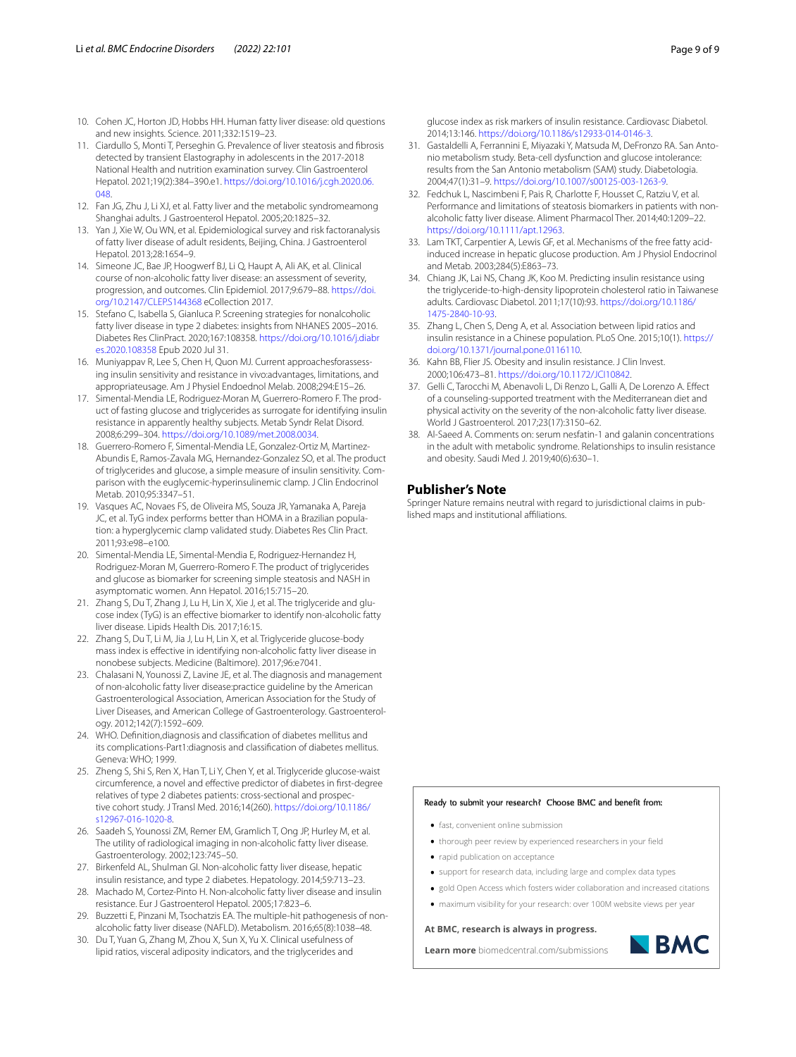10. Cohen JC, Horton JD, Hobbs HH. Human fatty liver disease: old questions and new insights. Science. 2011;332:1519–23.
11. Ciardullo S, Monti T, Perseghin G. Prevalence of liver steatosis and fibrosis detected by transient Elastography in adolescents in the 2017-2018 National Health and nutrition examination survey. Clin Gastroenterol Hepatol. 2021;19(2):384–390.e1. https://doi.org/10.1016/j.cgh.2020.06.048.
12. Fan JG, Zhu J, Li XJ, et al. Fatty liver and the metabolic syndromeamong Shanghai adults. J Gastroenterol Hepatol. 2005;20:1825–32.
13. Yan J, Xie W, Ou WN, et al. Epidemiological survey and risk factoranalysis of fatty liver disease of adult residents, Beijing, China. J Gastroenterol Hepatol. 2013;28:1654–9.
14. Simeone JC, Bae JP, Hoogwerf BJ, Li Q, Haupt A, Ali AK, et al. Clinical course of non-alcoholic fatty liver disease: an assessment of severity, progression, and outcomes. Clin Epidemiol. 2017;9:679–88. https://doi.org/10.2147/CLEP.S144368 eCollection 2017.
15. Stefano C, Isabella S, Gianluca P. Screening strategies for nonalcoholic fatty liver disease in type 2 diabetes: insights from NHANES 2005–2016. Diabetes Res ClinPract. 2020;167:108358. https://doi.org/10.1016/j.diabres.2020.108358 Epub 2020 Jul 31.
16. Muniyappav R, Lee S, Chen H, Quon MJ. Current approachesforassessing insulin sensitivity and resistance in vivo:advantages, limitations, and appropriateusage. Am J Physiel Endoednol Melab. 2008;294:E15–26.
17. Simental-Mendia LE, Rodriguez-Moran M, Guerrero-Romero F. The product of fasting glucose and triglycerides as surrogate for identifying insulin resistance in apparently healthy subjects. Metab Syndr Relat Disord. 2008;6:299–304. https://doi.org/10.1089/met.2008.0034.
18. Guerrero-Romero F, Simental-Mendia LE, Gonzalez-Ortiz M, Martinez-Abundis E, Ramos-Zavala MG, Hernandez-Gonzalez SO, et al. The product of triglycerides and glucose, a simple measure of insulin sensitivity. Comparison with the euglycemic-hyperinsulinemic clamp. J Clin Endocrinol Metab. 2010;95:3347–51.
19. Vasques AC, Novaes FS, de Oliveira MS, Souza JR, Yamanaka A, Pareja JC, et al. TyG index performs better than HOMA in a Brazilian population: a hyperglycemic clamp validated study. Diabetes Res Clin Pract. 2011;93:e98–e100.
20. Simental-Mendia LE, Simental-Mendia E, Rodriguez-Hernandez H, Rodriguez-Moran M, Guerrero-Romero F. The product of triglycerides and glucose as biomarker for screening simple steatosis and NASH in asymptomatic women. Ann Hepatol. 2016;15:715–20.
21. Zhang S, Du T, Zhang J, Lu H, Lin X, Xie J, et al. The triglyceride and glucose index (TyG) is an effective biomarker to identify non-alcoholic fatty liver disease. Lipids Health Dis. 2017;16:15.
22. Zhang S, Du T, Li M, Jia J, Lu H, Lin X, et al. Triglyceride glucose-body mass index is effective in identifying non-alcoholic fatty liver disease in nonobese subjects. Medicine (Baltimore). 2017;96:e7041.
23. Chalasani N, Younossi Z, Lavine JE, et al. The diagnosis and management of non-alcoholic fatty liver disease:practice guideline by the American Gastroenterological Association, American Association for the Study of Liver Diseases, and American College of Gastroenterology. Gastroenterology. 2012;142(7):1592–609.
24. WHO. Definition,diagnosis and classification of diabetes mellitus and its complications-Part1:diagnosis and classification of diabetes mellitus. Geneva: WHO; 1999.
25. Zheng S, Shi S, Ren X, Han T, Li Y, Chen Y, et al. Triglyceride glucose-waist circumference, a novel and effective predictor of diabetes in first-degree relatives of type 2 diabetes patients: cross-sectional and prospective cohort study. J Transl Med. 2016;14(260). https://doi.org/10.1186/s12967-016-1020-8.
26. Saadeh S, Younossi ZM, Remer EM, Gramlich T, Ong JP, Hurley M, et al. The utility of radiological imaging in non-alcoholic fatty liver disease. Gastroenterology. 2002;123:745–50.
27. Birkenfeld AL, Shulman GI. Non-alcoholic fatty liver disease, hepatic insulin resistance, and type 2 diabetes. Hepatology. 2014;59:713–23.
28. Machado M, Cortez-Pinto H. Non-alcoholic fatty liver disease and insulin resistance. Eur J Gastroenterol Hepatol. 2005;17:823–6.
29. Buzzetti E, Pinzani M, Tsochatzis EA. The multiple-hit pathogenesis of non-alcoholic fatty liver disease (NAFLD). Metabolism. 2016;65(8):1038–48.
30. Du T, Yuan G, Zhang M, Zhou X, Sun X, Yu X. Clinical usefulness of lipid ratios, visceral adiposity indicators, and the triglycerides and glucose index as risk markers of insulin resistance. Cardiovasc Diabetol. 2014;13:146. https://doi.org/10.1186/s12933-014-0146-3.
31. Gastaldelli A, Ferrannini E, Miyazaki Y, Matsuda M, DeFronzo RA. San Antonio metabolism study. Beta-cell dysfunction and glucose intolerance: results from the San Antonio metabolism (SAM) study. Diabetologia. 2004;47(1):31–9. https://doi.org/10.1007/s00125-003-1263-9.
32. Fedchuk L, Nascimbeni F, Pais R, Charlotte F, Housset C, Ratziu V, et al. Performance and limitations of steatosis biomarkers in patients with nonalcoholic fatty liver disease. Aliment Pharmacol Ther. 2014;40:1209–22. https://doi.org/10.1111/apt.12963.
33. Lam TKT, Carpentier A, Lewis GF, et al. Mechanisms of the free fatty acid-induced increase in hepatic glucose production. Am J Physiol Endocrinol and Metab. 2003;284(5):E863–73.
34. Chiang JK, Lai NS, Chang JK, Koo M. Predicting insulin resistance using the triglyceride-to-high-density lipoprotein cholesterol ratio in Taiwanese adults. Cardiovasc Diabetol. 2011;17(10):93. https://doi.org/10.1186/1475-2840-10-93.
35. Zhang L, Chen S, Deng A, et al. Association between lipid ratios and insulin resistance in a Chinese population. PLoS One. 2015;10(1). https://doi.org/10.1371/journal.pone.0116110.
36. Kahn BB, Flier JS. Obesity and insulin resistance. J Clin Invest. 2000;106:473–81. https://doi.org/10.1172/JCI10842.
37. Gelli C, Tarocchi M, Abenavoli L, Di Renzo L, Galli A, De Lorenzo A. Effect of a counseling-supported treatment with the Mediterranean diet and physical activity on the severity of the non-alcoholic fatty liver disease. World J Gastroenterol. 2017;23(17):3150–62.
38. Al-Saeed A. Comments on: serum nesfatin-1 and galanin concentrations in the adult with metabolic syndrome. Relationships to insulin resistance and obesity. Saudi Med J. 2019;40(6):630–1.

## Publisher's Note

Springer Nature remains neutral with regard to jurisdictional claims in published maps and institutional affiliations.

Ready to submit your research? Choose BMC and benefit from:

- fast, convenient online submission
- thorough peer review by experienced researchers in your field
- rapid publication on acceptance
- support for research data, including large and complex data types
- gold Open Access which fosters wider collaboration and increased citations
- maximum visibility for your research: over 100M website views per year

**At BMC, research is always in progress.**

**Learn more** biomedcentral.com/submissions